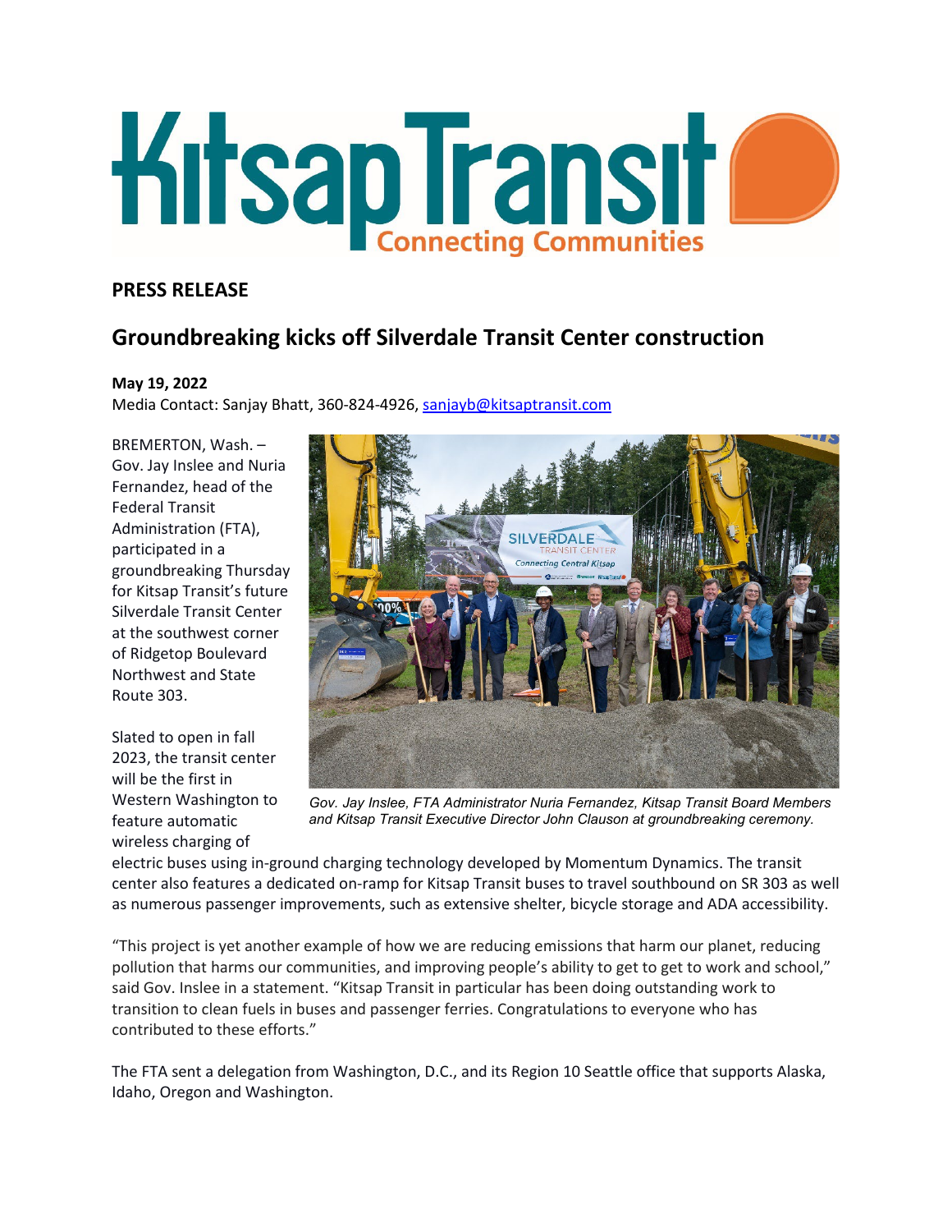# Kitsap Transit

Connecting Communities

## PRESS RELEASE

## Groundbreaking kicks off Silverdale Transit Center construction

**May 19, 2022**
Media Contact: Sanjay Bhatt, 360-824-4926, sanjayb@kitsaptransit.com

BREMERTON, Wash. – Gov. Jay Inslee and Nuria Fernandez, head of the Federal Transit Administration (FTA), participated in a groundbreaking Thursday for Kitsap Transit's future Silverdale Transit Center at the southwest corner of Ridgetop Boulevard Northwest and State Route 303.

*Gov. Jay Inslee, FTA Administrator Nuria Fernandez, Kitsap Transit Board Members and Kitsap Transit Executive Director John Clauson at groundbreaking ceremony.*

Slated to open in fall 2023, the transit center will be the first in Western Washington to feature automatic wireless charging of electric buses using in-ground charging technology developed by Momentum Dynamics. The transit center also features a dedicated on-ramp for Kitsap Transit buses to travel southbound on SR 303 as well as numerous passenger improvements, such as extensive shelter, bicycle storage and ADA accessibility.

"This project is yet another example of how we are reducing emissions that harm our planet, reducing pollution that harms our communities, and improving people's ability to get to get to work and school," said Gov. Inslee in a statement. "Kitsap Transit in particular has been doing outstanding work to transition to clean fuels in buses and passenger ferries. Congratulations to everyone who has contributed to these efforts."

The FTA sent a delegation from Washington, D.C., and its Region 10 Seattle office that supports Alaska, Idaho, Oregon and Washington.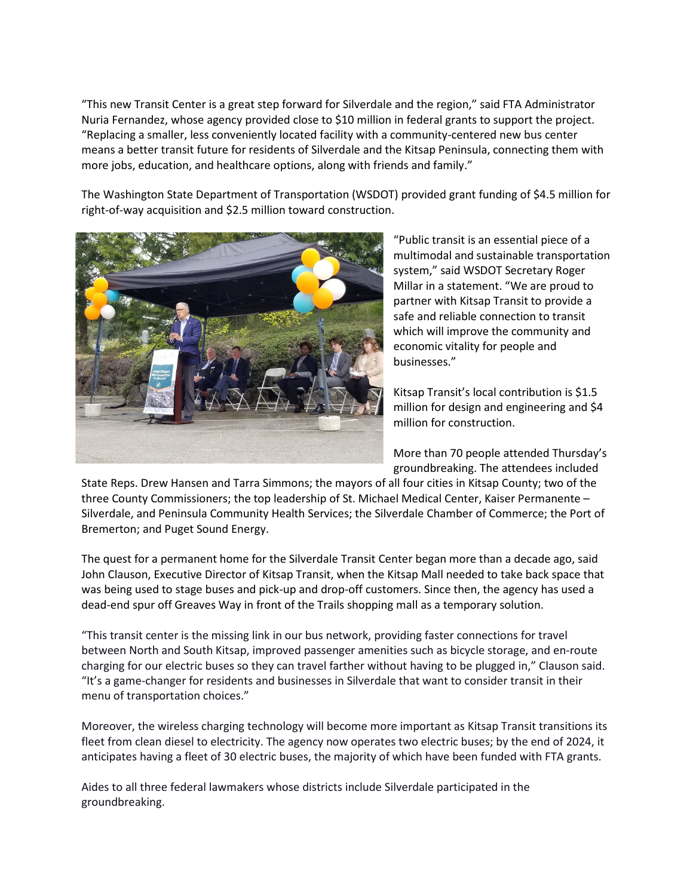"This new Transit Center is a great step forward for Silverdale and the region," said FTA Administrator Nuria Fernandez, whose agency provided close to $10 million in federal grants to support the project. "Replacing a smaller, less conveniently located facility with a community-centered new bus center means a better transit future for residents of Silverdale and the Kitsap Peninsula, connecting them with more jobs, education, and healthcare options, along with friends and family."

The Washington State Department of Transportation (WSDOT) provided grant funding of $4.5 million for right-of-way acquisition and $2.5 million toward construction.

"Public transit is an essential piece of a multimodal and sustainable transportation system," said WSDOT Secretary Roger Millar in a statement. "We are proud to partner with Kitsap Transit to provide a safe and reliable connection to transit which will improve the community and economic vitality for people and businesses."

Kitsap Transit's local contribution is $1.5 million for design and engineering and $4 million for construction.

More than 70 people attended Thursday's groundbreaking. The attendees included State Reps. Drew Hansen and Tarra Simmons; the mayors of all four cities in Kitsap County; two of the three County Commissioners; the top leadership of St. Michael Medical Center, Kaiser Permanente – Silverdale, and Peninsula Community Health Services; the Silverdale Chamber of Commerce; the Port of Bremerton; and Puget Sound Energy.

The quest for a permanent home for the Silverdale Transit Center began more than a decade ago, said John Clauson, Executive Director of Kitsap Transit, when the Kitsap Mall needed to take back space that was being used to stage buses and pick-up and drop-off customers. Since then, the agency has used a dead-end spur off Greaves Way in front of the Trails shopping mall as a temporary solution.

"This transit center is the missing link in our bus network, providing faster connections for travel between North and South Kitsap, improved passenger amenities such as bicycle storage, and en-route charging for our electric buses so they can travel farther without having to be plugged in," Clauson said. "It's a game-changer for residents and businesses in Silverdale that want to consider transit in their menu of transportation choices."

Moreover, the wireless charging technology will become more important as Kitsap Transit transitions its fleet from clean diesel to electricity. The agency now operates two electric buses; by the end of 2024, it anticipates having a fleet of 30 electric buses, the majority of which have been funded with FTA grants.

Aides to all three federal lawmakers whose districts include Silverdale participated in the groundbreaking.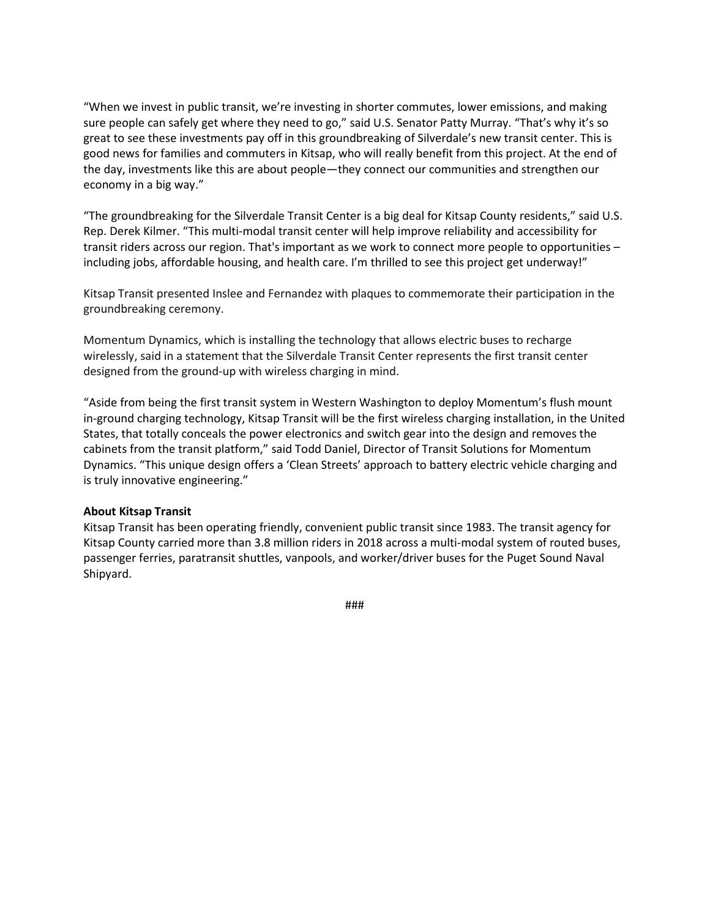"When we invest in public transit, we're investing in shorter commutes, lower emissions, and making sure people can safely get where they need to go," said U.S. Senator Patty Murray. "That's why it's so great to see these investments pay off in this groundbreaking of Silverdale's new transit center. This is good news for families and commuters in Kitsap, who will really benefit from this project. At the end of the day, investments like this are about people—they connect our communities and strengthen our economy in a big way."

"The groundbreaking for the Silverdale Transit Center is a big deal for Kitsap County residents," said U.S. Rep. Derek Kilmer. "This multi-modal transit center will help improve reliability and accessibility for transit riders across our region. That's important as we work to connect more people to opportunities – including jobs, affordable housing, and health care. I'm thrilled to see this project get underway!"

Kitsap Transit presented Inslee and Fernandez with plaques to commemorate their participation in the groundbreaking ceremony.

Momentum Dynamics, which is installing the technology that allows electric buses to recharge wirelessly, said in a statement that the Silverdale Transit Center represents the first transit center designed from the ground-up with wireless charging in mind.

"Aside from being the first transit system in Western Washington to deploy Momentum's flush mount in-ground charging technology, Kitsap Transit will be the first wireless charging installation, in the United States, that totally conceals the power electronics and switch gear into the design and removes the cabinets from the transit platform," said Todd Daniel, Director of Transit Solutions for Momentum Dynamics. "This unique design offers a 'Clean Streets' approach to battery electric vehicle charging and is truly innovative engineering."

**About Kitsap Transit**
Kitsap Transit has been operating friendly, convenient public transit since 1983. The transit agency for Kitsap County carried more than 3.8 million riders in 2018 across a multi-modal system of routed buses, passenger ferries, paratransit shuttles, vanpools, and worker/driver buses for the Puget Sound Naval Shipyard.

###